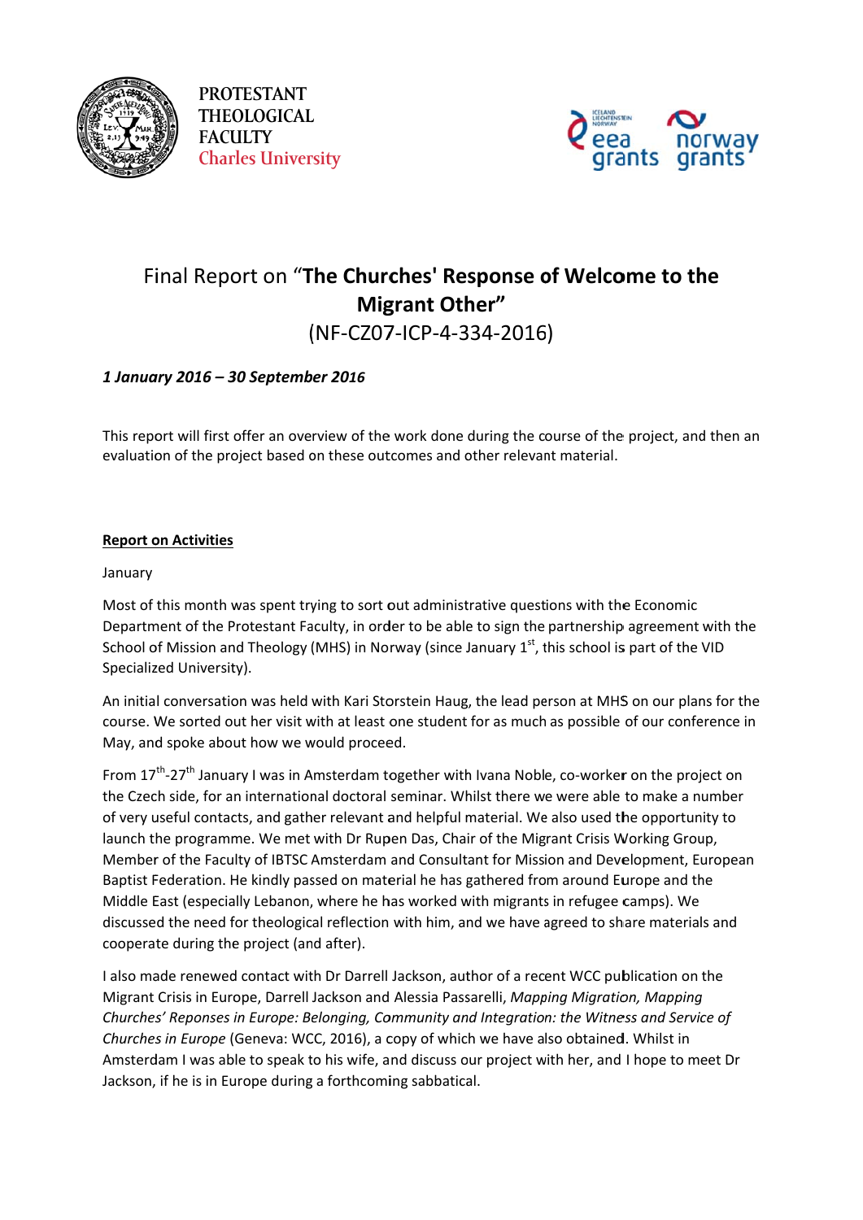PROTESTANT THEOLOGICAL FACULTY
Charles University

# Final Report on "The Churches' Response of Welcome to the Migrant Other" (NF-CZ07-ICP-4-334-2016)

***1 January 2016 – 30 September 2016***

This report will first offer an overview of the work done during the course of the project, and then an evaluation of the project based on these outcomes and other relevant material.

## Report on Activities

January

Most of this month was spent trying to sort out administrative questions with the Economic Department of the Protestant Faculty, in order to be able to sign the partnership agreement with the School of Mission and Theology (MHS) in Norway (since January 1st, this school is part of the VID Specialized University).

An initial conversation was held with Kari Storstein Haug, the lead person at MHS on our plans for the course. We sorted out her visit with at least one student for as much as possible of our conference in May, and spoke about how we would proceed.

From 17th-27th January I was in Amsterdam together with Ivana Noble, co-worker on the project on the Czech side, for an international doctoral seminar. Whilst there we were able to make a number of very useful contacts, and gather relevant and helpful material. We also used the opportunity to launch the programme. We met with Dr Rupen Das, Chair of the Migrant Crisis Working Group, Member of the Faculty of IBTSC Amsterdam and Consultant for Mission and Development, European Baptist Federation. He kindly passed on material he has gathered from around Europe and the Middle East (especially Lebanon, where he has worked with migrants in refugee camps). We discussed the need for theological reflection with him, and we have agreed to share materials and cooperate during the project (and after).

I also made renewed contact with Dr Darrell Jackson, author of a recent WCC publication on the Migrant Crisis in Europe, Darrell Jackson and Alessia Passarelli, *Mapping Migration, Mapping Churches' Reponses in Europe: Belonging, Community and Integration: the Witness and Service of Churches in Europe* (Geneva: WCC, 2016), a copy of which we have also obtained. Whilst in Amsterdam I was able to speak to his wife, and discuss our project with her, and I hope to meet Dr Jackson, if he is in Europe during a forthcoming sabbatical.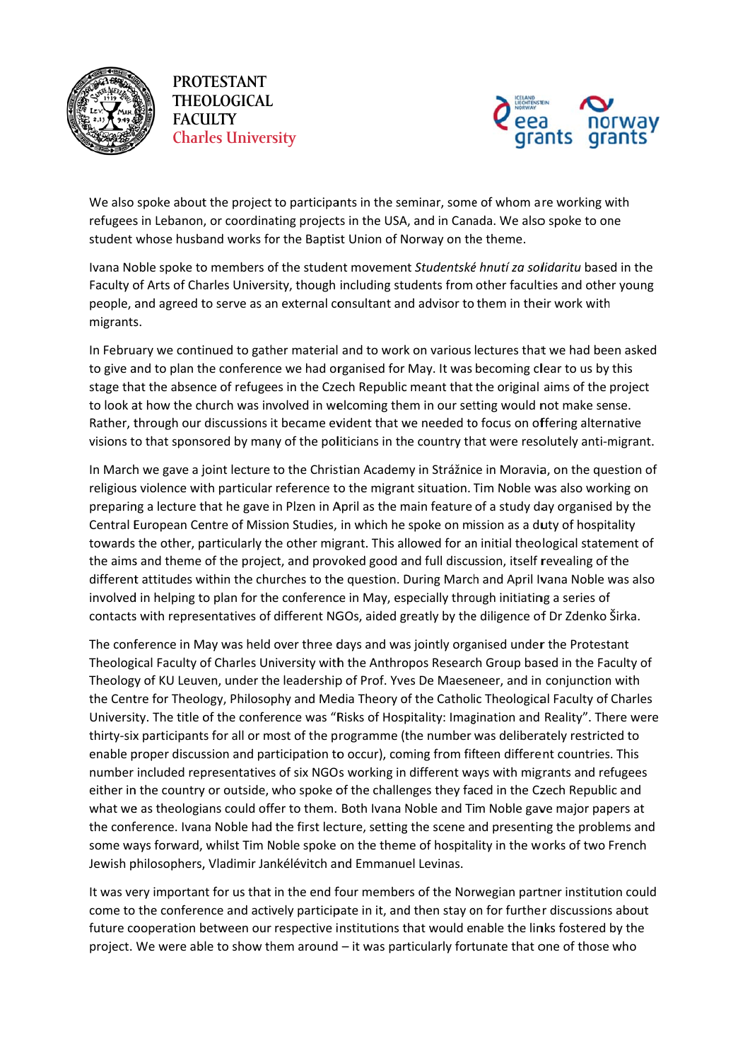We also spoke about the project to participants in the seminar, some of whom are working with refugees in Lebanon, or coordinating projects in the USA, and in Canada. We also spoke to one student whose husband works for the Baptist Union of Norway on the theme.

Ivana Noble spoke to members of the student movement *Studentské hnutí za solidaritu* based in the Faculty of Arts of Charles University, though including students from other faculties and other young people, and agreed to serve as an external consultant and advisor to them in their work with migrants.

In February we continued to gather material and to work on various lectures that we had been asked to give and to plan the conference we had organised for May. It was becoming clear to us by this stage that the absence of refugees in the Czech Republic meant that the original aims of the project to look at how the church was involved in welcoming them in our setting would not make sense. Rather, through our discussions it became evident that we needed to focus on offering alternative visions to that sponsored by many of the politicians in the country that were resolutely anti-migrant.

In March we gave a joint lecture to the Christian Academy in Strážnice in Moravia, on the question of religious violence with particular reference to the migrant situation. Tim Noble was also working on preparing a lecture that he gave in Plzen in April as the main feature of a study day organised by the Central European Centre of Mission Studies, in which he spoke on mission as a duty of hospitality towards the other, particularly the other migrant. This allowed for an initial theological statement of the aims and theme of the project, and provoked good and full discussion, itself revealing of the different attitudes within the churches to the question. During March and April Ivana Noble was also involved in helping to plan for the conference in May, especially through initiating a series of contacts with representatives of different NGOs, aided greatly by the diligence of Dr Zdenko Širka.

The conference in May was held over three days and was jointly organised under the Protestant Theological Faculty of Charles University with the Anthropos Research Group based in the Faculty of Theology of KU Leuven, under the leadership of Prof. Yves De Maeseneer, and in conjunction with the Centre for Theology, Philosophy and Media Theory of the Catholic Theological Faculty of Charles University. The title of the conference was "Risks of Hospitality: Imagination and Reality". There were thirty-six participants for all or most of the programme (the number was deliberately restricted to enable proper discussion and participation to occur), coming from fifteen different countries. This number included representatives of six NGOs working in different ways with migrants and refugees either in the country or outside, who spoke of the challenges they faced in the Czech Republic and what we as theologians could offer to them. Both Ivana Noble and Tim Noble gave major papers at the conference. Ivana Noble had the first lecture, setting the scene and presenting the problems and some ways forward, whilst Tim Noble spoke on the theme of hospitality in the works of two French Jewish philosophers, Vladimir Jankélévitch and Emmanuel Levinas.

It was very important for us that in the end four members of the Norwegian partner institution could come to the conference and actively participate in it, and then stay on for further discussions about future cooperation between our respective institutions that would enable the links fostered by the project. We were able to show them around – it was particularly fortunate that one of those who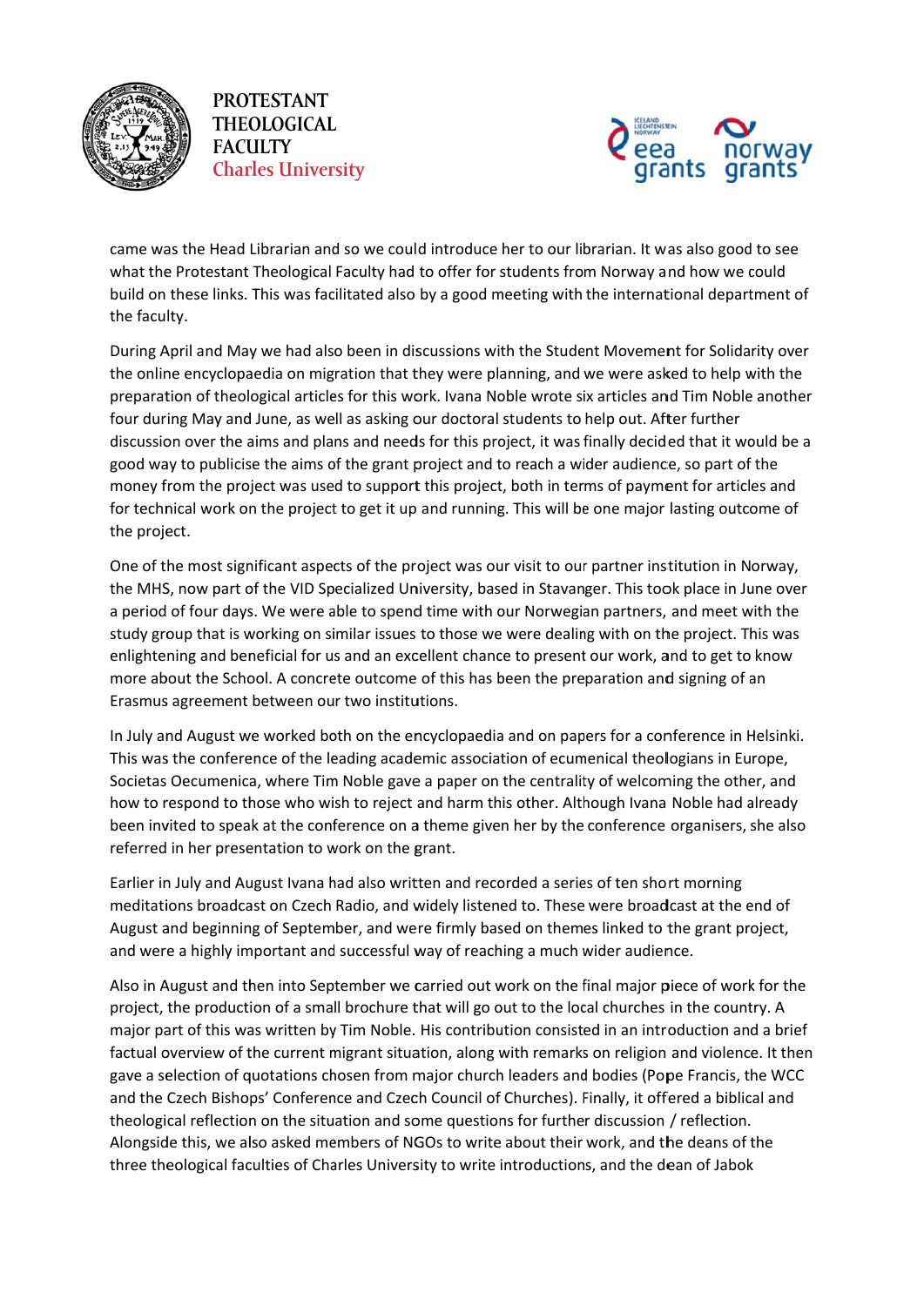came was the Head Librarian and so we could introduce her to our librarian. It was also good to see what the Protestant Theological Faculty had to offer for students from Norway and how we could build on these links. This was facilitated also by a good meeting with the international department of the faculty.

During April and May we had also been in discussions with the Student Movement for Solidarity over the online encyclopaedia on migration that they were planning, and we were asked to help with the preparation of theological articles for this work. Ivana Noble wrote six articles and Tim Noble another four during May and June, as well as asking our doctoral students to help out. After further discussion over the aims and plans and needs for this project, it was finally decided that it would be a good way to publicise the aims of the grant project and to reach a wider audience, so part of the money from the project was used to support this project, both in terms of payment for articles and for technical work on the project to get it up and running. This will be one major lasting outcome of the project.

One of the most significant aspects of the project was our visit to our partner institution in Norway, the MHS, now part of the VID Specialized University, based in Stavanger. This took place in June over a period of four days. We were able to spend time with our Norwegian partners, and meet with the study group that is working on similar issues to those we were dealing with on the project. This was enlightening and beneficial for us and an excellent chance to present our work, and to get to know more about the School. A concrete outcome of this has been the preparation and signing of an Erasmus agreement between our two institutions.

In July and August we worked both on the encyclopaedia and on papers for a conference in Helsinki. This was the conference of the leading academic association of ecumenical theologians in Europe, Societas Oecumenica, where Tim Noble gave a paper on the centrality of welcoming the other, and how to respond to those who wish to reject and harm this other. Although Ivana Noble had already been invited to speak at the conference on a theme given her by the conference organisers, she also referred in her presentation to work on the grant.

Earlier in July and August Ivana had also written and recorded a series of ten short morning meditations broadcast on Czech Radio, and widely listened to. These were broadcast at the end of August and beginning of September, and were firmly based on themes linked to the grant project, and were a highly important and successful way of reaching a much wider audience.

Also in August and then into September we carried out work on the final major piece of work for the project, the production of a small brochure that will go out to the local churches in the country. A major part of this was written by Tim Noble. His contribution consisted in an introduction and a brief factual overview of the current migrant situation, along with remarks on religion and violence. It then gave a selection of quotations chosen from major church leaders and bodies (Pope Francis, the WCC and the Czech Bishops' Conference and Czech Council of Churches). Finally, it offered a biblical and theological reflection on the situation and some questions for further discussion / reflection. Alongside this, we also asked members of NGOs to write about their work, and the deans of the three theological faculties of Charles University to write introductions, and the dean of Jabok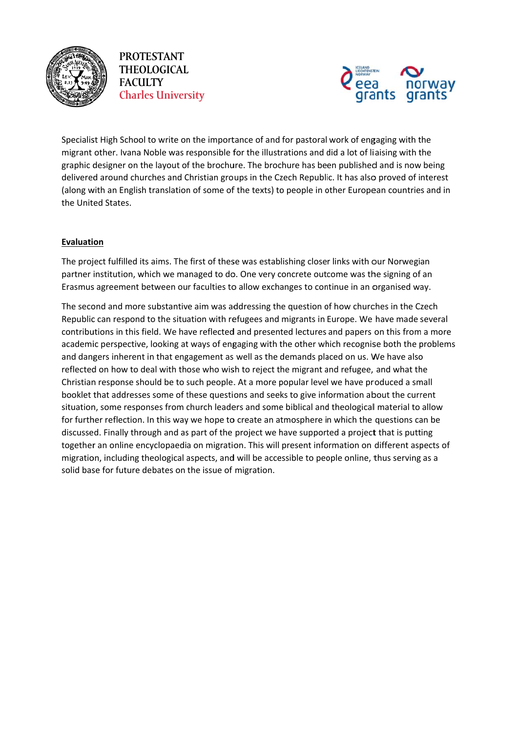Specialist High School to write on the importance of and for pastoral work of engaging with the migrant other. Ivana Noble was responsible for the illustrations and did a lot of liaising with the graphic designer on the layout of the brochure. The brochure has been published and is now being delivered around churches and Christian groups in the Czech Republic. It has also proved of interest (along with an English translation of some of the texts) to people in other European countries and in the United States.

## Evaluation

The project fulfilled its aims. The first of these was establishing closer links with our Norwegian partner institution, which we managed to do. One very concrete outcome was the signing of an Erasmus agreement between our faculties to allow exchanges to continue in an organised way.

The second and more substantive aim was addressing the question of how churches in the Czech Republic can respond to the situation with refugees and migrants in Europe. We have made several contributions in this field. We have reflected and presented lectures and papers on this from a more academic perspective, looking at ways of engaging with the other which recognise both the problems and dangers inherent in that engagement as well as the demands placed on us. We have also reflected on how to deal with those who wish to reject the migrant and refugee, and what the Christian response should be to such people. At a more popular level we have produced a small booklet that addresses some of these questions and seeks to give information about the current situation, some responses from church leaders and some biblical and theological material to allow for further reflection. In this way we hope to create an atmosphere in which the questions can be discussed. Finally through and as part of the project we have supported a project that is putting together an online encyclopaedia on migration. This will present information on different aspects of migration, including theological aspects, and will be accessible to people online, thus serving as a solid base for future debates on the issue of migration.